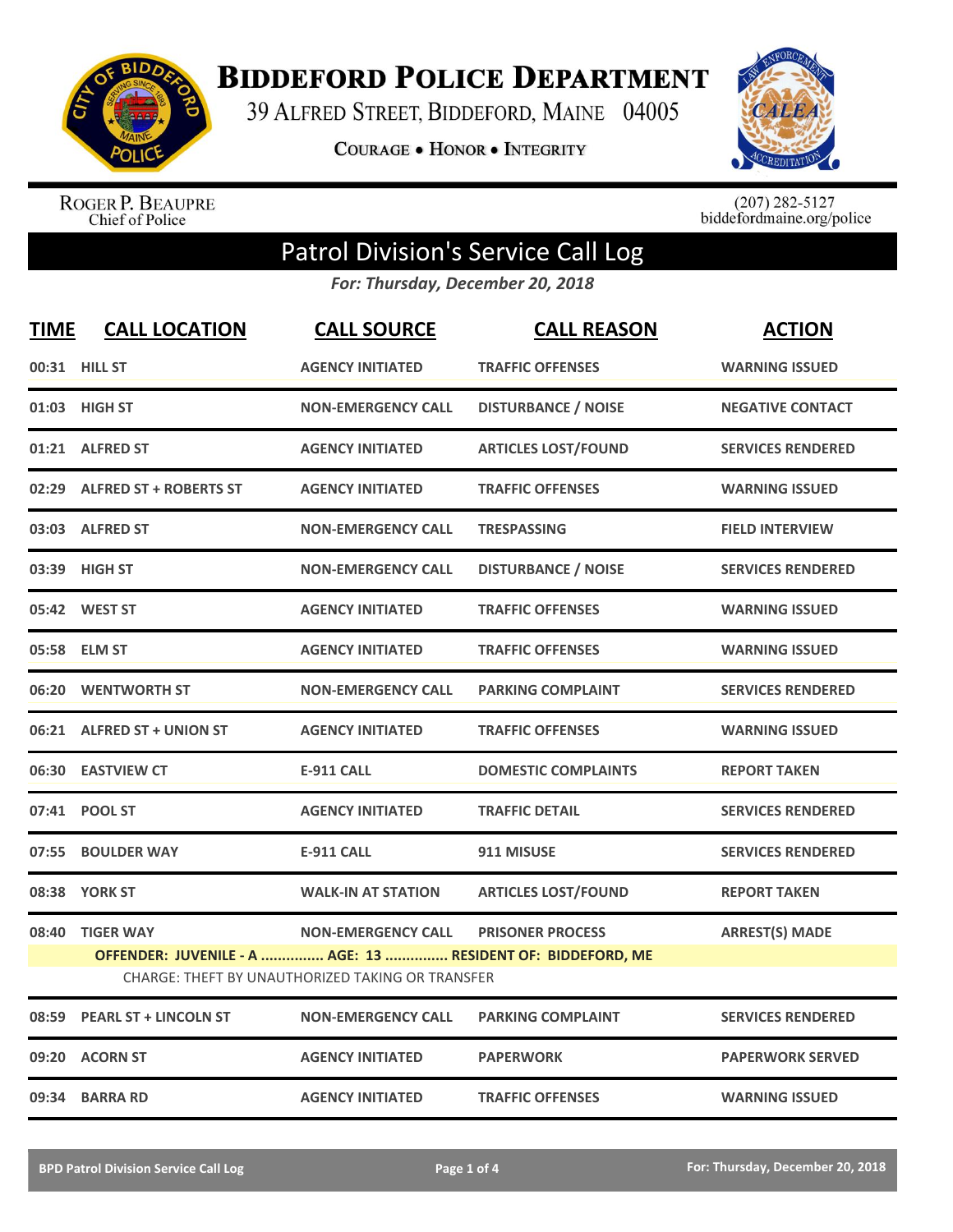# Biddeford Police Department

39 Alfred Street, Biddeford, Maine 04005

**Courage • Honor • Integrity**

Roger P. Beaupre
Chief of Police

(207) 282-5127
biddefordmaine.org/police

## Patrol Division's Service Call Log

*For: Thursday, December 20, 2018*

| TIME | CALL LOCATION | CALL SOURCE | CALL REASON | ACTION |
|---|---|---|---|---|
| 00:31 | HILL ST | AGENCY INITIATED | TRAFFIC OFFENSES | WARNING ISSUED |
| 01:03 | HIGH ST | NON-EMERGENCY CALL | DISTURBANCE / NOISE | NEGATIVE CONTACT |
| 01:21 | ALFRED ST | AGENCY INITIATED | ARTICLES LOST/FOUND | SERVICES RENDERED |
| 02:29 | ALFRED ST + ROBERTS ST | AGENCY INITIATED | TRAFFIC OFFENSES | WARNING ISSUED |
| 03:03 | ALFRED ST | NON-EMERGENCY CALL | TRESPASSING | FIELD INTERVIEW |
| 03:39 | HIGH ST | NON-EMERGENCY CALL | DISTURBANCE / NOISE | SERVICES RENDERED |
| 05:42 | WEST ST | AGENCY INITIATED | TRAFFIC OFFENSES | WARNING ISSUED |
| 05:58 | ELM ST | AGENCY INITIATED | TRAFFIC OFFENSES | WARNING ISSUED |
| 06:20 | WENTWORTH ST | NON-EMERGENCY CALL | PARKING COMPLAINT | SERVICES RENDERED |
| 06:21 | ALFRED ST + UNION ST | AGENCY INITIATED | TRAFFIC OFFENSES | WARNING ISSUED |
| 06:30 | EASTVIEW CT | E-911 CALL | DOMESTIC COMPLAINTS | REPORT TAKEN |
| 07:41 | POOL ST | AGENCY INITIATED | TRAFFIC DETAIL | SERVICES RENDERED |
| 07:55 | BOULDER WAY | E-911 CALL | 911 MISUSE | SERVICES RENDERED |
| 08:38 | YORK ST | WALK-IN AT STATION | ARTICLES LOST/FOUND | REPORT TAKEN |
| 08:40 | TIGER WAY | NON-EMERGENCY CALL | PRISONER PROCESS | ARREST(S) MADE |
| | OFFENDER: JUVENILE - A ............... AGE: 13 ............... RESIDENT OF: BIDDEFORD, ME<br>CHARGE: THEFT BY UNAUTHORIZED TAKING OR TRANSFER | | | |
| 08:59 | PEARL ST + LINCOLN ST | NON-EMERGENCY CALL | PARKING COMPLAINT | SERVICES RENDERED |
| 09:20 | ACORN ST | AGENCY INITIATED | PAPERWORK | PAPERWORK SERVED |
| 09:34 | BARRA RD | AGENCY INITIATED | TRAFFIC OFFENSES | WARNING ISSUED |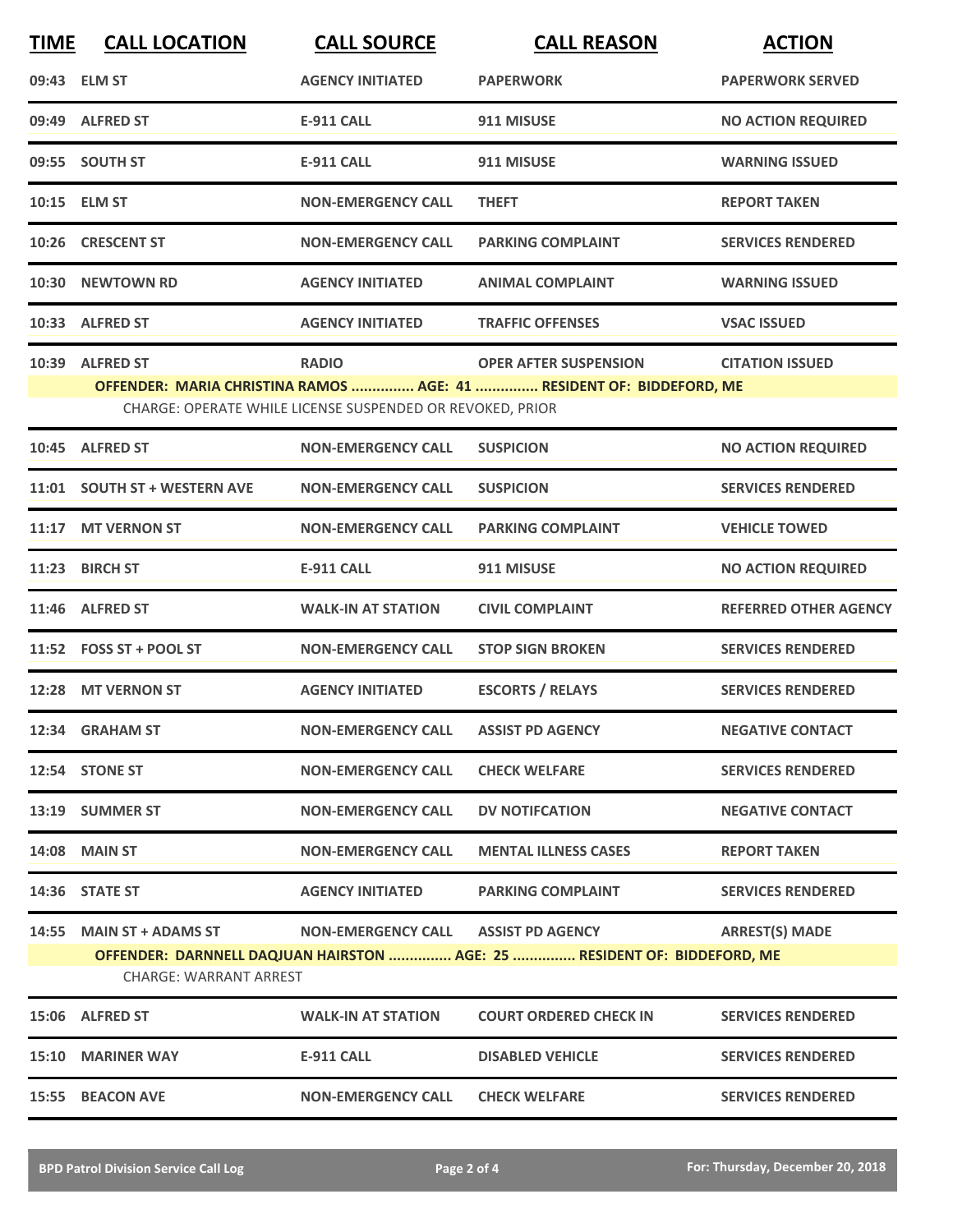| TIME | CALL LOCATION | CALL SOURCE | CALL REASON | ACTION |
|---|---|---|---|---|
| 09:43 | ELM ST | AGENCY INITIATED | PAPERWORK | PAPERWORK SERVED |
| 09:49 | ALFRED ST | E-911 CALL | 911 MISUSE | NO ACTION REQUIRED |
| 09:55 | SOUTH ST | E-911 CALL | 911 MISUSE | WARNING ISSUED |
| 10:15 | ELM ST | NON-EMERGENCY CALL | THEFT | REPORT TAKEN |
| 10:26 | CRESCENT ST | NON-EMERGENCY CALL | PARKING COMPLAINT | SERVICES RENDERED |
| 10:30 | NEWTOWN RD | AGENCY INITIATED | ANIMAL COMPLAINT | WARNING ISSUED |
| 10:33 | ALFRED ST | AGENCY INITIATED | TRAFFIC OFFENSES | VSAC ISSUED |
| 10:39 | ALFRED ST | RADIO | OPER AFTER SUSPENSION | CITATION ISSUED |
| | **OFFENDER: MARIA CHRISTINA RAMOS ............... AGE: 41 ............... RESIDENT OF: BIDDEFORD, ME** | | | |
| | CHARGE: OPERATE WHILE LICENSE SUSPENDED OR REVOKED, PRIOR | | | |
| 10:45 | ALFRED ST | NON-EMERGENCY CALL | SUSPICION | NO ACTION REQUIRED |
| 11:01 | SOUTH ST + WESTERN AVE | NON-EMERGENCY CALL | SUSPICION | SERVICES RENDERED |
| 11:17 | MT VERNON ST | NON-EMERGENCY CALL | PARKING COMPLAINT | VEHICLE TOWED |
| 11:23 | BIRCH ST | E-911 CALL | 911 MISUSE | NO ACTION REQUIRED |
| 11:46 | ALFRED ST | WALK-IN AT STATION | CIVIL COMPLAINT | REFERRED OTHER AGENCY |
| 11:52 | FOSS ST + POOL ST | NON-EMERGENCY CALL | STOP SIGN BROKEN | SERVICES RENDERED |
| 12:28 | MT VERNON ST | AGENCY INITIATED | ESCORTS / RELAYS | SERVICES RENDERED |
| 12:34 | GRAHAM ST | NON-EMERGENCY CALL | ASSIST PD AGENCY | NEGATIVE CONTACT |
| 12:54 | STONE ST | NON-EMERGENCY CALL | CHECK WELFARE | SERVICES RENDERED |
| 13:19 | SUMMER ST | NON-EMERGENCY CALL | DV NOTIFCATION | NEGATIVE CONTACT |
| 14:08 | MAIN ST | NON-EMERGENCY CALL | MENTAL ILLNESS CASES | REPORT TAKEN |
| 14:36 | STATE ST | AGENCY INITIATED | PARKING COMPLAINT | SERVICES RENDERED |
| 14:55 | MAIN ST + ADAMS ST | NON-EMERGENCY CALL | ASSIST PD AGENCY | ARREST(S) MADE |
| | **OFFENDER: DARNNELL DAQJUAN HAIRSTON ............... AGE: 25 ............... RESIDENT OF: BIDDEFORD, ME** | | | |
| | CHARGE: WARRANT ARREST | | | |
| 15:06 | ALFRED ST | WALK-IN AT STATION | COURT ORDERED CHECK IN | SERVICES RENDERED |
| 15:10 | MARINER WAY | E-911 CALL | DISABLED VEHICLE | SERVICES RENDERED |
| 15:55 | BEACON AVE | NON-EMERGENCY CALL | CHECK WELFARE | SERVICES RENDERED |

BPD Patrol Division Service Call Log — For: Thursday, December 20, 2018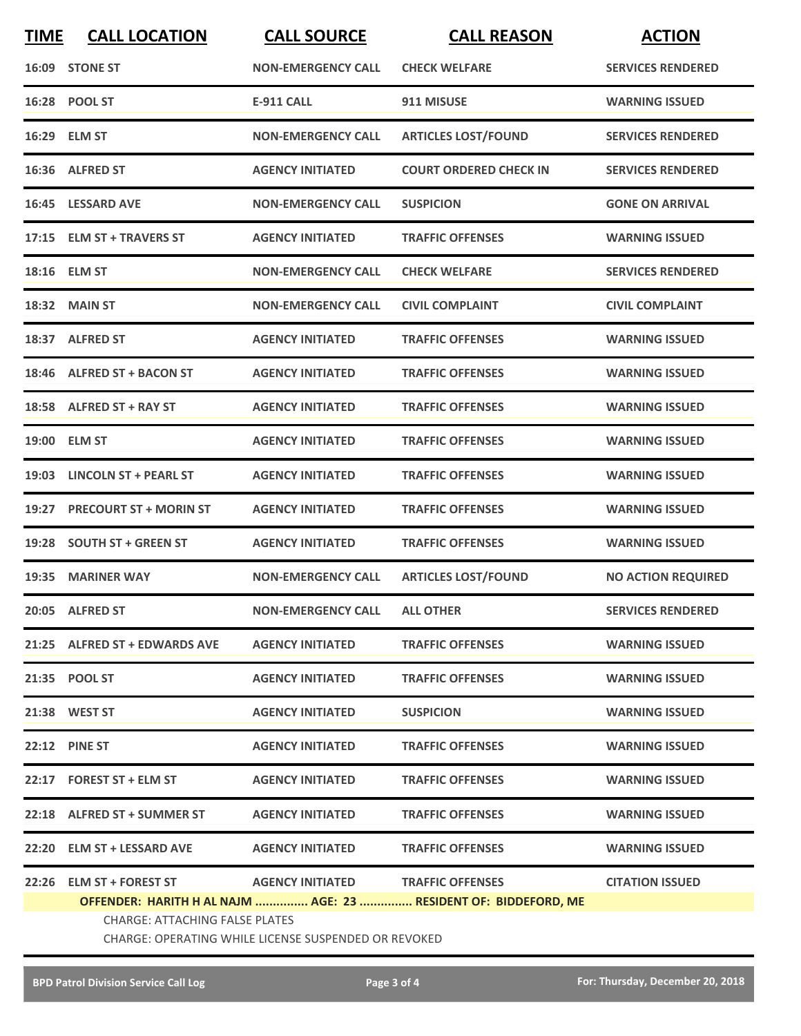| TIME | CALL LOCATION | CALL SOURCE | CALL REASON | ACTION |
|---|---|---|---|---|
| 16:09 | STONE ST | NON-EMERGENCY CALL | CHECK WELFARE | SERVICES RENDERED |
| 16:28 | POOL ST | E-911 CALL | 911 MISUSE | WARNING ISSUED |
| 16:29 | ELM ST | NON-EMERGENCY CALL | ARTICLES LOST/FOUND | SERVICES RENDERED |
| 16:36 | ALFRED ST | AGENCY INITIATED | COURT ORDERED CHECK IN | SERVICES RENDERED |
| 16:45 | LESSARD AVE | NON-EMERGENCY CALL | SUSPICION | GONE ON ARRIVAL |
| 17:15 | ELM ST + TRAVERS ST | AGENCY INITIATED | TRAFFIC OFFENSES | WARNING ISSUED |
| 18:16 | ELM ST | NON-EMERGENCY CALL | CHECK WELFARE | SERVICES RENDERED |
| 18:32 | MAIN ST | NON-EMERGENCY CALL | CIVIL COMPLAINT | CIVIL COMPLAINT |
| 18:37 | ALFRED ST | AGENCY INITIATED | TRAFFIC OFFENSES | WARNING ISSUED |
| 18:46 | ALFRED ST + BACON ST | AGENCY INITIATED | TRAFFIC OFFENSES | WARNING ISSUED |
| 18:58 | ALFRED ST + RAY ST | AGENCY INITIATED | TRAFFIC OFFENSES | WARNING ISSUED |
| 19:00 | ELM ST | AGENCY INITIATED | TRAFFIC OFFENSES | WARNING ISSUED |
| 19:03 | LINCOLN ST + PEARL ST | AGENCY INITIATED | TRAFFIC OFFENSES | WARNING ISSUED |
| 19:27 | PRECOURT ST + MORIN ST | AGENCY INITIATED | TRAFFIC OFFENSES | WARNING ISSUED |
| 19:28 | SOUTH ST + GREEN ST | AGENCY INITIATED | TRAFFIC OFFENSES | WARNING ISSUED |
| 19:35 | MARINER WAY | NON-EMERGENCY CALL | ARTICLES LOST/FOUND | NO ACTION REQUIRED |
| 20:05 | ALFRED ST | NON-EMERGENCY CALL | ALL OTHER | SERVICES RENDERED |
| 21:25 | ALFRED ST + EDWARDS AVE | AGENCY INITIATED | TRAFFIC OFFENSES | WARNING ISSUED |
| 21:35 | POOL ST | AGENCY INITIATED | TRAFFIC OFFENSES | WARNING ISSUED |
| 21:38 | WEST ST | AGENCY INITIATED | SUSPICION | WARNING ISSUED |
| 22:12 | PINE ST | AGENCY INITIATED | TRAFFIC OFFENSES | WARNING ISSUED |
| 22:17 | FOREST ST + ELM ST | AGENCY INITIATED | TRAFFIC OFFENSES | WARNING ISSUED |
| 22:18 | ALFRED ST + SUMMER ST | AGENCY INITIATED | TRAFFIC OFFENSES | WARNING ISSUED |
| 22:20 | ELM ST + LESSARD AVE | AGENCY INITIATED | TRAFFIC OFFENSES | WARNING ISSUED |
| 22:26 | ELM ST + FOREST ST | AGENCY INITIATED | TRAFFIC OFFENSES | CITATION ISSUED |

**OFFENDER: HARITH H AL NAJM ............... AGE: 23 ............... RESIDENT OF: BIDDEFORD, ME**

CHARGE: ATTACHING FALSE PLATES

CHARGE: OPERATING WHILE LICENSE SUSPENDED OR REVOKED

**BPD Patrol Division Service Call Log** — For: Thursday, December 20, 2018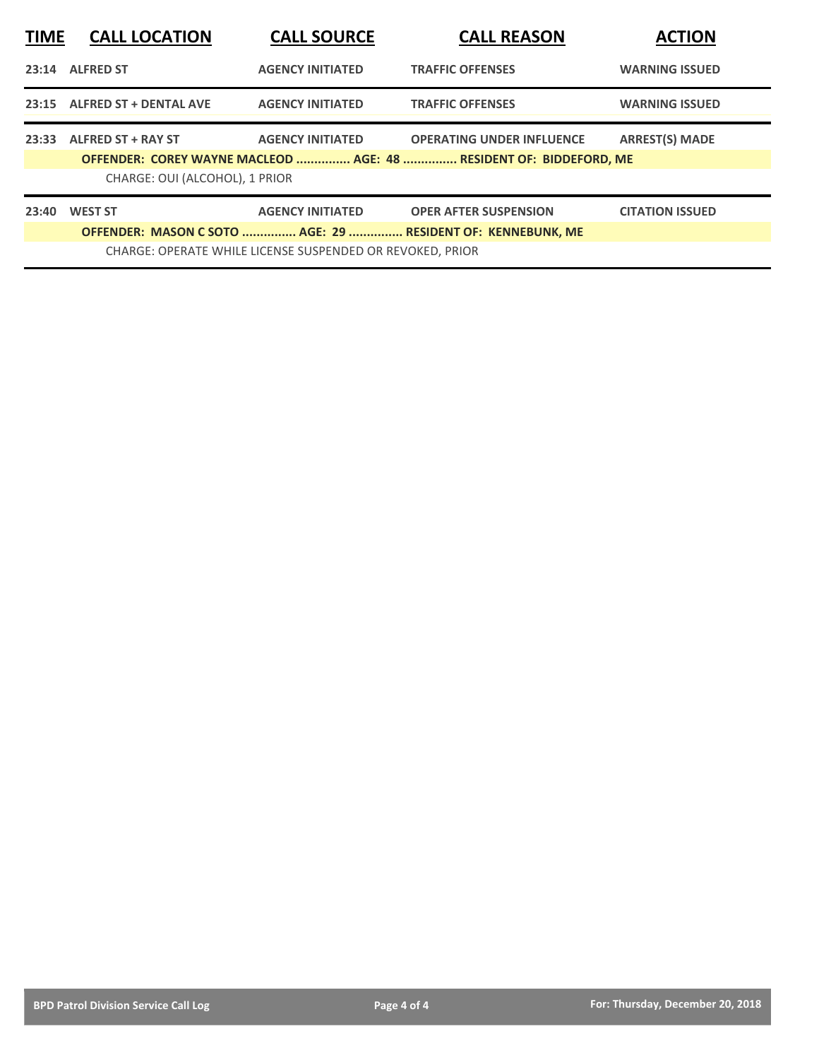| TIME | CALL LOCATION | CALL SOURCE | CALL REASON | ACTION |
|---|---|---|---|---|
| 23:14 | ALFRED ST | AGENCY INITIATED | TRAFFIC OFFENSES | WARNING ISSUED |
| 23:15 | ALFRED ST + DENTAL AVE | AGENCY INITIATED | TRAFFIC OFFENSES | WARNING ISSUED |
| 23:33 | ALFRED ST + RAY ST | AGENCY INITIATED | OPERATING UNDER INFLUENCE | ARREST(S) MADE |
| | OFFENDER: COREY WAYNE MACLEOD ............... AGE: 48 ............... RESIDENT OF: BIDDEFORD, ME | | | |
| | CHARGE: OUI (ALCOHOL), 1 PRIOR | | | |
| 23:40 | WEST ST | AGENCY INITIATED | OPER AFTER SUSPENSION | CITATION ISSUED |
| | OFFENDER: MASON C SOTO ............... AGE: 29 ............... RESIDENT OF: KENNEBUNK, ME | | | |
| | CHARGE: OPERATE WHILE LICENSE SUSPENDED OR REVOKED, PRIOR | | | |